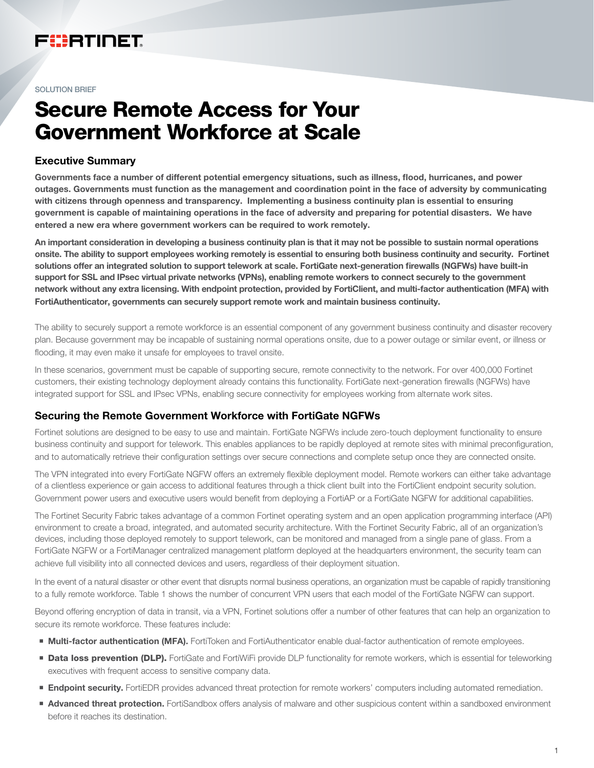FORTINET

SOLUTION BRIEF

# Secure Remote Access for Your Government Workforce at Scale

## Executive Summary

**Governments face a number of different potential emergency situations, such as illness, flood, hurricanes, and power outages. Governments must function as the management and coordination point in the face of adversity by communicating with citizens through openness and transparency. Implementing a business continuity plan is essential to ensuring government is capable of maintaining operations in the face of adversity and preparing for potential disasters. We have entered a new era where government workers can be required to work remotely.**

**An important consideration in developing a business continuity plan is that it may not be possible to sustain normal operations onsite. The ability to support employees working remotely is essential to ensuring both business continuity and security. Fortinet solutions offer an integrated solution to support telework at scale. FortiGate next-generation firewalls (NGFWs) have built-in support for SSL and IPsec virtual private networks (VPNs), enabling remote workers to connect securely to the government network without any extra licensing. With endpoint protection, provided by FortiClient, and multi-factor authentication (MFA) with FortiAuthenticator, governments can securely support remote work and maintain business continuity.**

The ability to securely support a remote workforce is an essential component of any government business continuity and disaster recovery plan. Because government may be incapable of sustaining normal operations onsite, due to a power outage or similar event, or illness or flooding, it may even make it unsafe for employees to travel onsite.

In these scenarios, government must be capable of supporting secure, remote connectivity to the network. For over 400,000 Fortinet customers, their existing technology deployment already contains this functionality. FortiGate next-generation firewalls (NGFWs) have integrated support for SSL and IPsec VPNs, enabling secure connectivity for employees working from alternate work sites.

## Securing the Remote Government Workforce with FortiGate NGFWs

Fortinet solutions are designed to be easy to use and maintain. FortiGate NGFWs include zero-touch deployment functionality to ensure business continuity and support for telework. This enables appliances to be rapidly deployed at remote sites with minimal preconfiguration, and to automatically retrieve their configuration settings over secure connections and complete setup once they are connected onsite.

The VPN integrated into every FortiGate NGFW offers an extremely flexible deployment model. Remote workers can either take advantage of a clientless experience or gain access to additional features through a thick client built into the FortiClient endpoint security solution. Government power users and executive users would benefit from deploying a FortiAP or a FortiGate NGFW for additional capabilities.

The Fortinet Security Fabric takes advantage of a common Fortinet operating system and an open application programming interface (API) environment to create a broad, integrated, and automated security architecture. With the Fortinet Security Fabric, all of an organization's devices, including those deployed remotely to support telework, can be monitored and managed from a single pane of glass. From a FortiGate NGFW or a FortiManager centralized management platform deployed at the headquarters environment, the security team can achieve full visibility into all connected devices and users, regardless of their deployment situation.

In the event of a natural disaster or other event that disrupts normal business operations, an organization must be capable of rapidly transitioning to a fully remote workforce. Table 1 shows the number of concurrent VPN users that each model of the FortiGate NGFW can support.

Beyond offering encryption of data in transit, via a VPN, Fortinet solutions offer a number of other features that can help an organization to secure its remote workforce. These features include:

- **Multi-factor authentication (MFA).** FortiToken and FortiAuthenticator enable dual-factor authentication of remote employees.
- **Data loss prevention (DLP).** FortiGate and FortiWiFi provide DLP functionality for remote workers, which is essential for teleworking executives with frequent access to sensitive company data.
- **Endpoint security.** FortiEDR provides advanced threat protection for remote workers' computers including automated remediation.
- **Advanced threat protection.** FortiSandbox offers analysis of malware and other suspicious content within a sandboxed environment before it reaches its destination.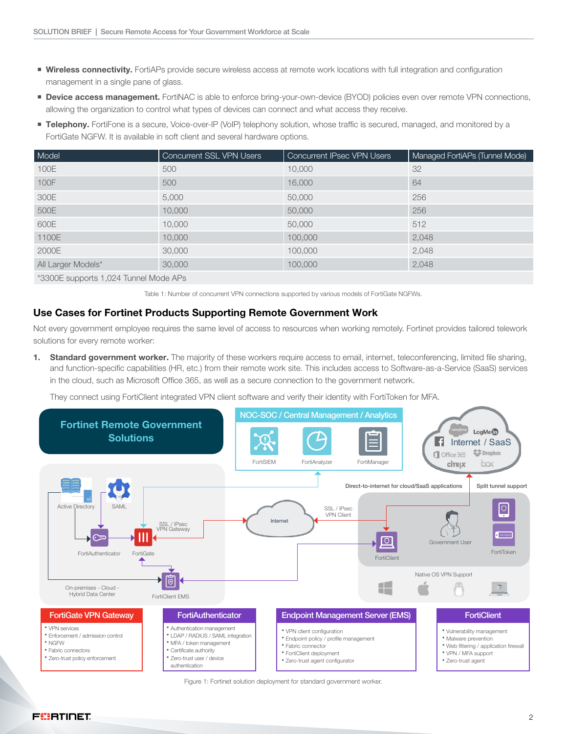- **Wireless connectivity.** FortiAPs provide secure wireless access at remote work locations with full integration and configuration management in a single pane of glass.
- **Device access management.** FortiNAC is able to enforce bring-your-own-device (BYOD) policies even over remote VPN connections, allowing the organization to control what types of devices can connect and what access they receive.
- **Telephony.** FortiFone is a secure, Voice-over-IP (VoIP) telephony solution, whose traffic is secured, managed, and monitored by a FortiGate NGFW. It is available in soft client and several hardware options.

| Model | Concurrent SSL VPN Users | Concurrent IPsec VPN Users | Managed FortiAPs (Tunnel Mode) |
|---|---|---|---|
| 100E | 500 | 10,000 | 32 |
| 100F | 500 | 16,000 | 64 |
| 300E | 5,000 | 50,000 | 256 |
| 500E | 10,000 | 50,000 | 256 |
| 600E | 10,000 | 50,000 | 512 |
| 1100E | 10,000 | 100,000 | 2,048 |
| 2000E | 30,000 | 100,000 | 2,048 |
| All Larger Models* | 30,000 | 100,000 | 2,048 |
| *3300E supports 1,024 Tunnel Mode APs | | | |

Table 1: Number of concurrent VPN connections supported by various models of FortiGate NGFWs.

## Use Cases for Fortinet Products Supporting Remote Government Work

Not every government employee requires the same level of access to resources when working remotely. Fortinet provides tailored telework solutions for every remote worker:

1. **Standard government worker.** The majority of these workers require access to email, internet, teleconferencing, limited file sharing, and function-specific capabilities (HR, etc.) from their remote work site. This includes access to Software-as-a-Service (SaaS) services in the cloud, such as Microsoft Office 365, as well as a secure connection to the government network.

   They connect using FortiClient integrated VPN client software and verify their identity with FortiToken for MFA.

Figure 1: Fortinet solution deployment for standard government worker.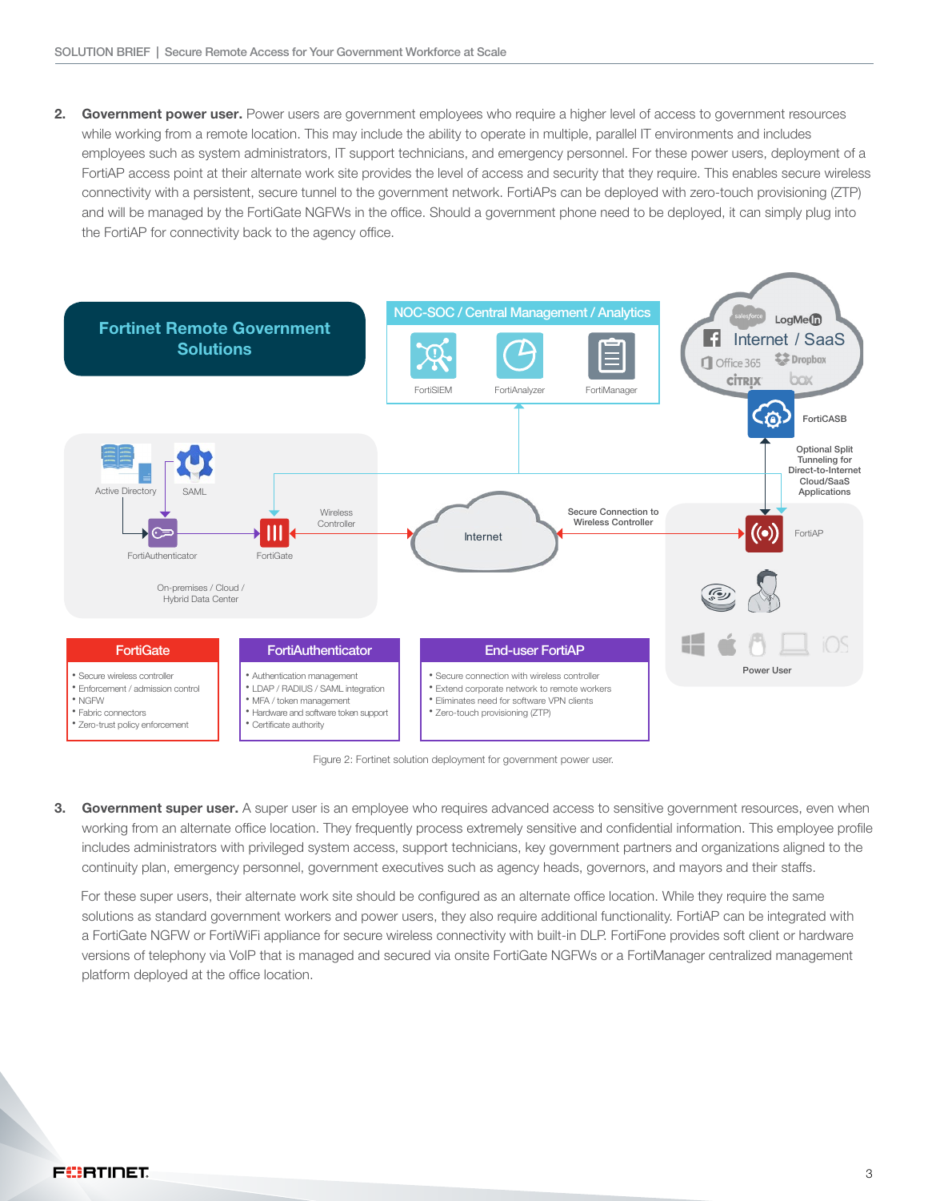2. **Government power user.** Power users are government employees who require a higher level of access to government resources while working from a remote location. This may include the ability to operate in multiple, parallel IT environments and includes employees such as system administrators, IT support technicians, and emergency personnel. For these power users, deployment of a FortiAP access point at their alternate work site provides the level of access and security that they require. This enables secure wireless connectivity with a persistent, secure tunnel to the government network. FortiAPs can be deployed with zero-touch provisioning (ZTP) and will be managed by the FortiGate NGFWs in the office. Should a government phone need to be deployed, it can simply plug into the FortiAP for connectivity back to the agency office.

**Fortinet Remote Government Solutions**

NOC-SOC / Central Management / Analytics: FortiSIEM, FortiAnalyzer, FortiManager

Internet / SaaS: salesforce, LogMeIn, Office 365, Dropbox, citrix, box

FortiCASB

Optional Split Tunneling for Direct-to-Internet Cloud/SaaS Applications

Active Directory, SAML, FortiAuthenticator, FortiGate, Wireless Controller

On-premises / Cloud / Hybrid Data Center

Internet

Secure Connection to Wireless Controller

FortiAP

Power User

| FortiGate | FortiAuthenticator | End-user FortiAP |
|---|---|---|
| • Secure wireless controller<br>• Enforcement / admission control<br>• NGFW<br>• Fabric connectors<br>• Zero-trust policy enforcement | • Authentication management<br>• LDAP / RADIUS / SAML integration<br>• MFA / token management<br>• Hardware and software token support<br>• Certificate authority | • Secure connection with wireless controller<br>• Extend corporate network to remote workers<br>• Eliminates need for software VPN clients<br>• Zero-touch provisioning (ZTP) |

Figure 2: Fortinet solution deployment for government power user.

3. **Government super user.** A super user is an employee who requires advanced access to sensitive government resources, even when working from an alternate office location. They frequently process extremely sensitive and confidential information. This employee profile includes administrators with privileged system access, support technicians, key government partners and organizations aligned to the continuity plan, emergency personnel, government executives such as agency heads, governors, and mayors and their staffs.

   For these super users, their alternate work site should be configured as an alternate office location. While they require the same solutions as standard government workers and power users, they also require additional functionality. FortiAP can be integrated with a FortiGate NGFW or FortiWiFi appliance for secure wireless connectivity with built-in DLP. FortiFone provides soft client or hardware versions of telephony via VoIP that is managed and secured via onsite FortiGate NGFWs or a FortiManager centralized management platform deployed at the office location.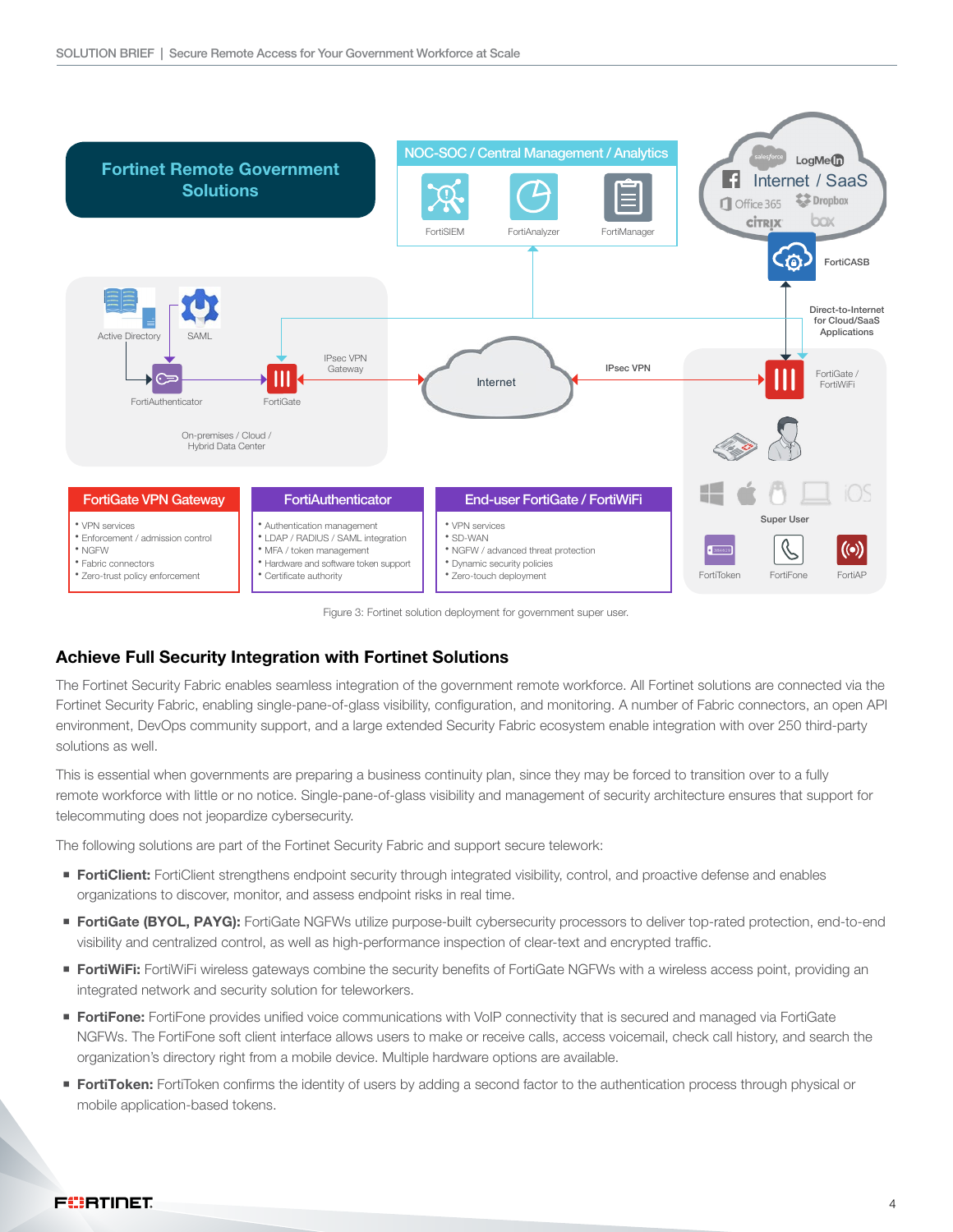Fortinet Remote Government Solutions

NOC-SOC / Central Management / Analytics

FortiSIEM FortiAnalyzer FortiManager

Internet / SaaS

FortiCASB

Active Directory SAML

FortiAuthenticator FortiGate

IPsec VPN Gateway

Internet

IPsec VPN

Direct-to-Internet for Cloud/SaaS Applications

FortiGate / FortiWiFi

On-premises / Cloud / Hybrid Data Center

Super User

FortiToken FortiFone FortiAP

| FortiGate VPN Gateway | FortiAuthenticator | End-user FortiGate / FortiWiFi |
|---|---|---|
| • VPN services<br>• Enforcement / admission control<br>• NGFW<br>• Fabric connectors<br>• Zero-trust policy enforcement | • Authentication management<br>• LDAP / RADIUS / SAML integration<br>• MFA / token management<br>• Hardware and software token support<br>• Certificate authority | • VPN services<br>• SD-WAN<br>• NGFW / advanced threat protection<br>• Dynamic security policies<br>• Zero-touch deployment |

Figure 3: Fortinet solution deployment for government super user.

## Achieve Full Security Integration with Fortinet Solutions

The Fortinet Security Fabric enables seamless integration of the government remote workforce. All Fortinet solutions are connected via the Fortinet Security Fabric, enabling single-pane-of-glass visibility, configuration, and monitoring. A number of Fabric connectors, an open API environment, DevOps community support, and a large extended Security Fabric ecosystem enable integration with over 250 third-party solutions as well.

This is essential when governments are preparing a business continuity plan, since they may be forced to transition over to a fully remote workforce with little or no notice. Single-pane-of-glass visibility and management of security architecture ensures that support for telecommuting does not jeopardize cybersecurity.

The following solutions are part of the Fortinet Security Fabric and support secure telework:

- **FortiClient:** FortiClient strengthens endpoint security through integrated visibility, control, and proactive defense and enables organizations to discover, monitor, and assess endpoint risks in real time.
- **FortiGate (BYOL, PAYG):** FortiGate NGFWs utilize purpose-built cybersecurity processors to deliver top-rated protection, end-to-end visibility and centralized control, as well as high-performance inspection of clear-text and encrypted traffic.
- **FortiWiFi:** FortiWiFi wireless gateways combine the security benefits of FortiGate NGFWs with a wireless access point, providing an integrated network and security solution for teleworkers.
- **FortiFone:** FortiFone provides unified voice communications with VoIP connectivity that is secured and managed via FortiGate NGFWs. The FortiFone soft client interface allows users to make or receive calls, access voicemail, check call history, and search the organization's directory right from a mobile device. Multiple hardware options are available.
- **FortiToken:** FortiToken confirms the identity of users by adding a second factor to the authentication process through physical or mobile application-based tokens.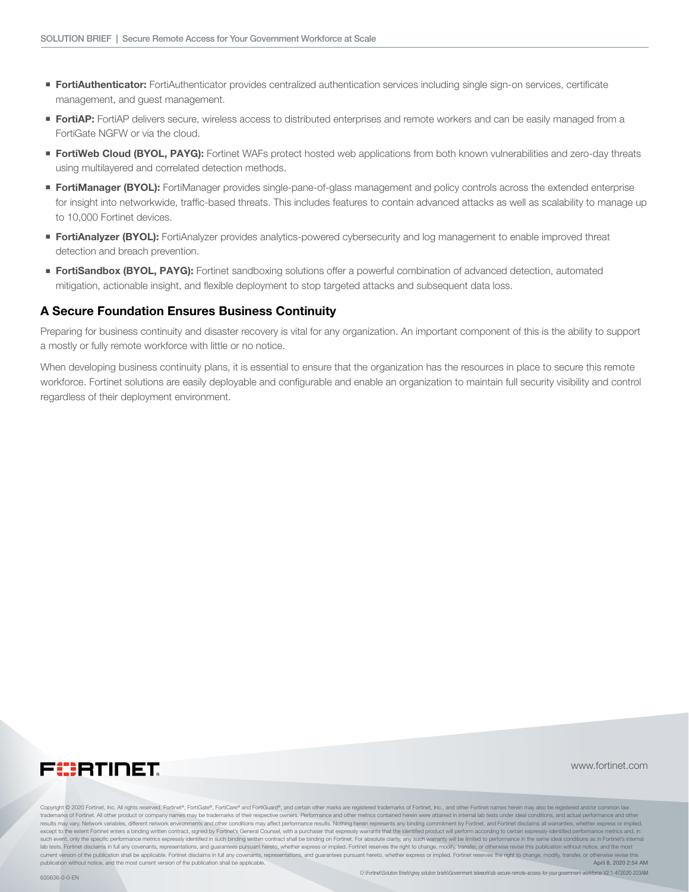- **FortiAuthenticator:** FortiAuthenticator provides centralized authentication services including single sign-on services, certificate management, and guest management.
- **FortiAP:** FortiAP delivers secure, wireless access to distributed enterprises and remote workers and can be easily managed from a FortiGate NGFW or via the cloud.
- **FortiWeb Cloud (BYOL, PAYG):** Fortinet WAFs protect hosted web applications from both known vulnerabilities and zero-day threats using multilayered and correlated detection methods.
- **FortiManager (BYOL):** FortiManager provides single-pane-of-glass management and policy controls across the extended enterprise for insight into networkwide, traffic-based threats. This includes features to contain advanced attacks as well as scalability to manage up to 10,000 Fortinet devices.
- **FortiAnalyzer (BYOL):** FortiAnalyzer provides analytics-powered cybersecurity and log management to enable improved threat detection and breach prevention.
- **FortiSandbox (BYOL, PAYG):** Fortinet sandboxing solutions offer a powerful combination of advanced detection, automated mitigation, actionable insight, and flexible deployment to stop targeted attacks and subsequent data loss.

## A Secure Foundation Ensures Business Continuity

Preparing for business continuity and disaster recovery is vital for any organization. An important component of this is the ability to support a mostly or fully remote workforce with little or no notice.

When developing business continuity plans, it is essential to ensure that the organization has the resources in place to secure this remote workforce. Fortinet solutions are easily deployable and configurable and enable an organization to maintain full security visibility and control regardless of their deployment environment.

FORTINET

www.fortinet.com

Copyright © 2020 Fortinet, Inc. All rights reserved. Fortinet®, FortiGate®, FortiCare® and FortiGuard®, and certain other marks are registered trademarks of Fortinet, Inc., and other Fortinet names herein may also be registered and/or common law trademarks of Fortinet. All other product or company names may be trademarks of their respective owners. Performance and other metrics contained herein were attained in internal lab tests under ideal conditions, and actual performance and other results may vary. Network variables, different network environments and other conditions may affect performance results. Nothing herein represents any binding commitment by Fortinet, and Fortinet disclaims all warranties, whether express or implied, except to the extent Fortinet enters a binding written contract, signed by Fortinet's General Counsel, with a purchaser that expressly warrants that the identified product will perform according to certain expressly-identified performance metrics and, in such event, only the specific performance metrics expressly identified in such binding written contract shall be binding on Fortinet. For absolute clarity, any such warranty will be limited to performance in the same ideal conditions as in Fortinet's internal lab tests. Fortinet disclaims in full any covenants, representations, and guarantees pursuant hereto, whether express or implied. Fortinet reserves the right to change, modify, transfer, or otherwise revise this publication without notice, and the most current version of the publication shall be applicable. Fortinet disclaims in full any covenants, representations, and guarantees pursuant hereto, whether express or implied. Fortinet reserves the right to change, modify, transfer, or otherwise revise this publication without notice, and the most current version of the publication shall be applicable.

April 8, 2020 2:54 AM

D:\Fortinet\Solution Briefs\grey solution briefs\Government telework\sb-secure-remote-access-for-your-government-workforce-V2.1-472020-223AM

635636-0-0-EN